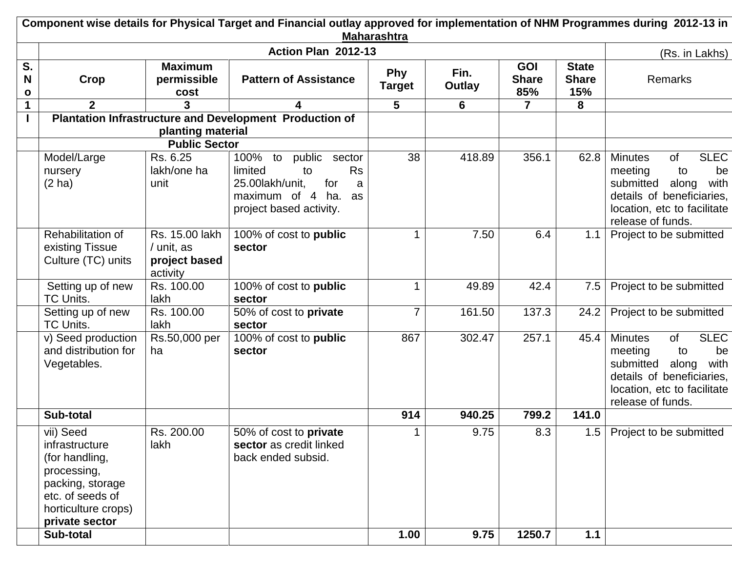| Component wise details for Physical Target and Financial outlay approved for implementation of NHM Programmes during 2012-13 in Maharashtra | | | | | | | | |
|---|---|---|---|---|---|---|---|---|
| | Action Plan 2012-13 | | | | | | | (Rs. in Lakhs) |
| S. No | Crop | Maximum permissible cost | Pattern of Assistance | Phy Target | Fin. Outlay | GOI Share 85% | State Share 15% | Remarks |
| 1 | 2 | 3 | 4 | 5 | 6 | 7 | 8 | |
| I | **Plantation Infrastructure and Development Production of planting material** | | | | | | | |
| | **Public Sector** | | | | | | | |
| | Model/Large nursery (2 ha) | Rs. 6.25 lakh/one ha unit | 100% to public sector limited to Rs 25.00lakh/unit, for a maximum of 4 ha. as project based activity. | 38 | 418.89 | 356.1 | 62.8 | Minutes of SLEC meeting to be submitted along with details of beneficiaries, location, etc to facilitate release of funds. |
| | Rehabilitation of existing Tissue Culture (TC) units | Rs. 15.00 lakh / unit, as **project based** activity | 100% of cost to **public sector** | 1 | 7.50 | 6.4 | 1.1 | Project to be submitted |
| | Setting up of new TC Units. | Rs. 100.00 lakh | 100% of cost to **public sector** | 1 | 49.89 | 42.4 | 7.5 | Project to be submitted |
| | Setting up of new TC Units. | Rs. 100.00 lakh | 50% of cost to **private sector** | 7 | 161.50 | 137.3 | 24.2 | Project to be submitted |
| | v) Seed production and distribution for Vegetables. | Rs.50,000 per ha | 100% of cost to **public sector** | 867 | 302.47 | 257.1 | 45.4 | Minutes of SLEC meeting to be submitted along with details of beneficiaries, location, etc to facilitate release of funds. |
| | **Sub-total** | | | **914** | **940.25** | **799.2** | **141.0** | |
| | vii) Seed infrastructure (for handling, processing, packing, storage etc. of seeds of horticulture crops) **private sector** | Rs. 200.00 lakh | 50% of cost to **private sector** as credit linked back ended subsid. | 1 | 9.75 | 8.3 | 1.5 | Project to be submitted |
| | **Sub-total** | | | **1.00** | **9.75** | **1250.7** | **1.1** | |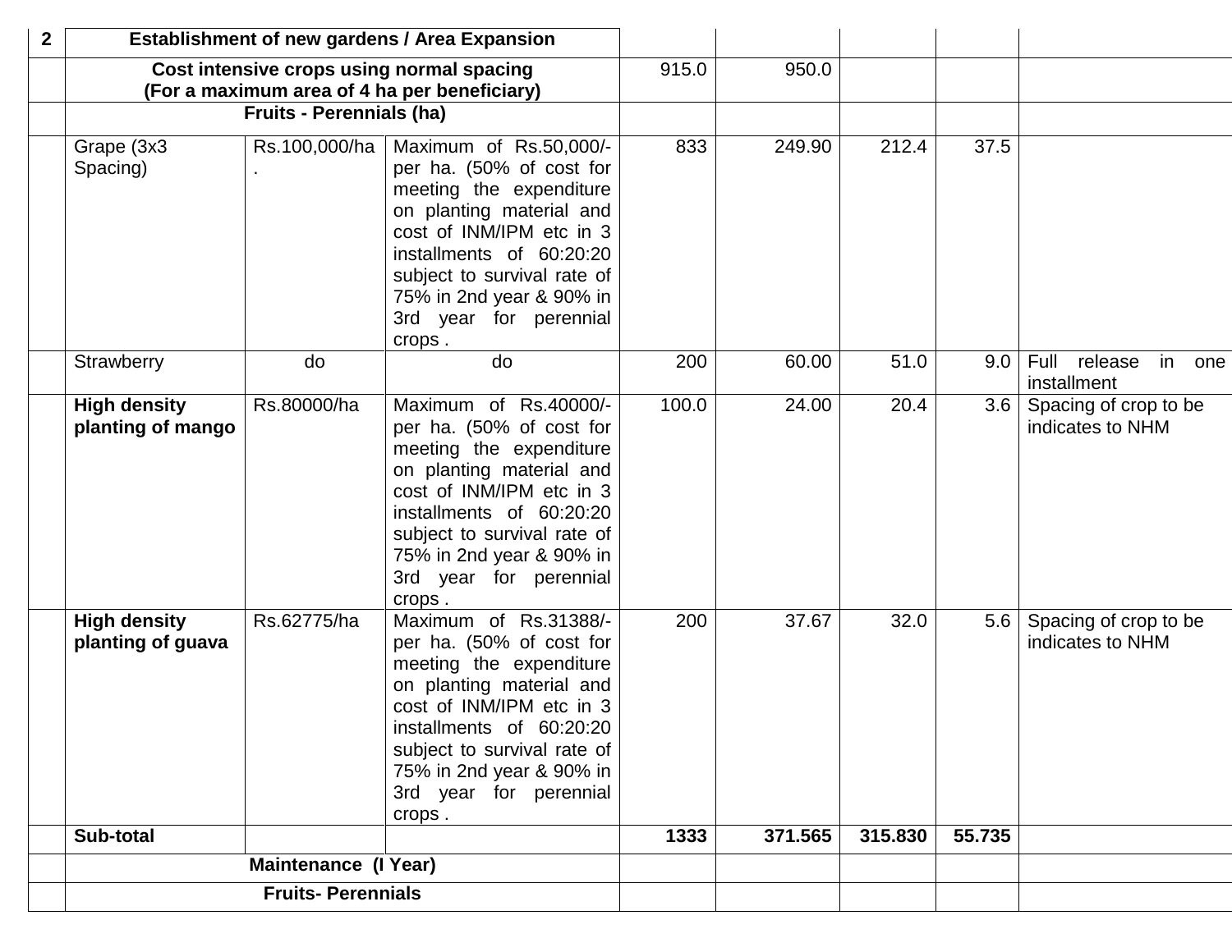| 2 | Establishment of new gardens / Area Expansion | | | | | | | |
|---|---|---|---|---|---|---|---|---|
| | Cost intensive crops using normal spacing (For a maximum area of 4 ha per beneficiary) | | | 915.0 | 950.0 | | | |
| | Fruits - Perennials (ha) | | | | | | | |
| | Grape (3x3 Spacing) | Rs.100,000/ha. | Maximum of Rs.50,000/- per ha. (50% of cost for meeting the expenditure on planting material and cost of INM/IPM etc in 3 installments of 60:20:20 subject to survival rate of 75% in 2nd year & 90% in 3rd year for perennial crops . | 833 | 249.90 | 212.4 | 37.5 | |
| | Strawberry | do | do | 200 | 60.00 | 51.0 | 9.0 | Full release in one installment |
| | **High density planting of mango** | Rs.80000/ha | Maximum of Rs.40000/- per ha. (50% of cost for meeting the expenditure on planting material and cost of INM/IPM etc in 3 installments of 60:20:20 subject to survival rate of 75% in 2nd year & 90% in 3rd year for perennial crops . | 100.0 | 24.00 | 20.4 | 3.6 | Spacing of crop to be indicates to NHM |
| | **High density planting of guava** | Rs.62775/ha | Maximum of Rs.31388/- per ha. (50% of cost for meeting the expenditure on planting material and cost of INM/IPM etc in 3 installments of 60:20:20 subject to survival rate of 75% in 2nd year & 90% in 3rd year for perennial crops . | 200 | 37.67 | 32.0 | 5.6 | Spacing of crop to be indicates to NHM |
| | **Sub-total** | | | **1333** | **371.565** | **315.830** | **55.735** | |
| | Maintenance (I Year) | | | | | | | |
| | Fruits- Perennials | | | | | | | |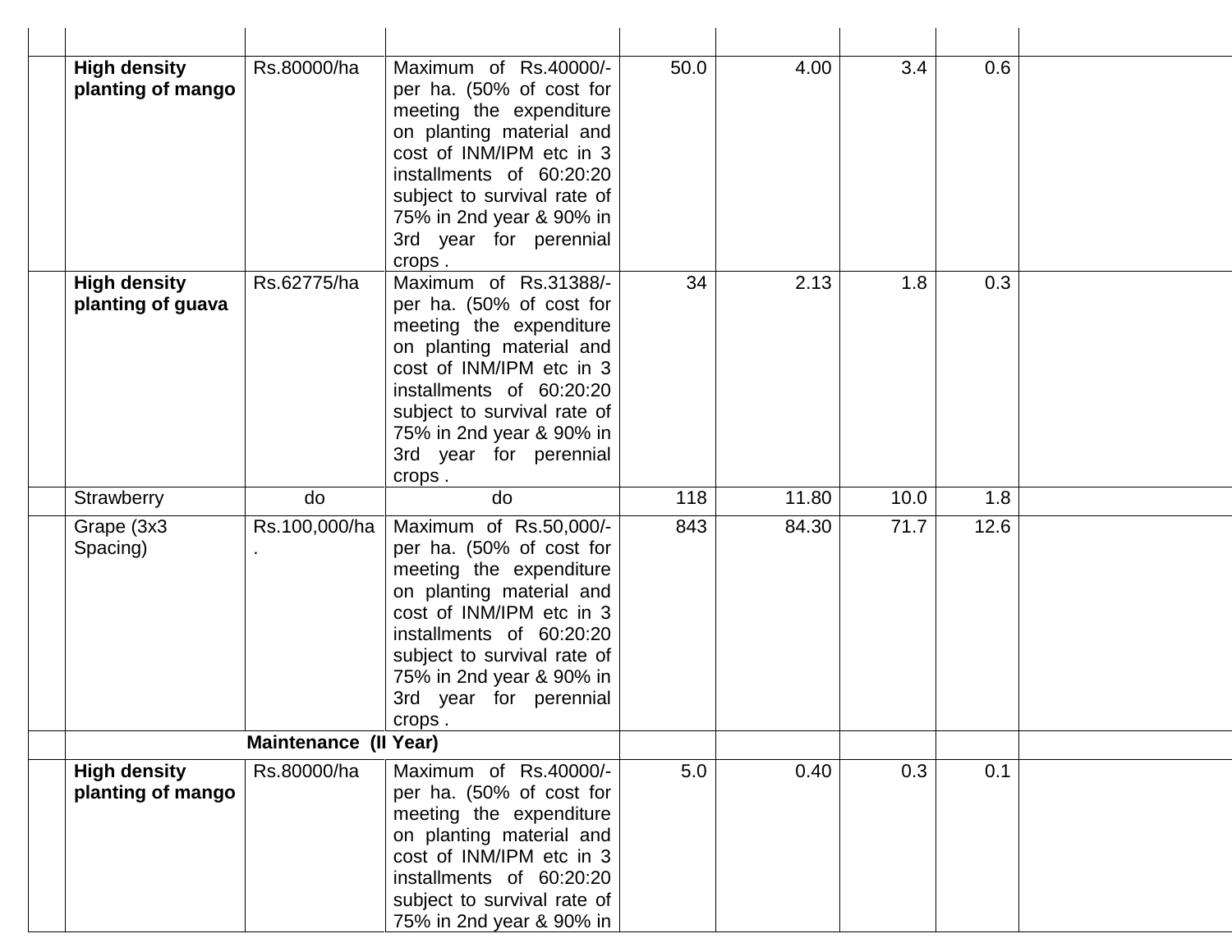| | | | | | | | | |
|---|---|---|---|---|---|---|---|---|
| | **High density planting of mango** | Rs.80000/ha | Maximum of Rs.40000/- per ha. (50% of cost for meeting the expenditure on planting material and cost of INM/IPM etc in 3 installments of 60:20:20 subject to survival rate of 75% in 2nd year & 90% in 3rd year for perennial crops . | 50.0 | 4.00 | 3.4 | 0.6 | |
| | **High density planting of guava** | Rs.62775/ha | Maximum of Rs.31388/- per ha. (50% of cost for meeting the expenditure on planting material and cost of INM/IPM etc in 3 installments of 60:20:20 subject to survival rate of 75% in 2nd year & 90% in 3rd year for perennial crops . | 34 | 2.13 | 1.8 | 0.3 | |
| | Strawberry | do | do | 118 | 11.80 | 10.0 | 1.8 | |
| | Grape (3x3 Spacing) | Rs.100,000/ha. | Maximum of Rs.50,000/- per ha. (50% of cost for meeting the expenditure on planting material and cost of INM/IPM etc in 3 installments of 60:20:20 subject to survival rate of 75% in 2nd year & 90% in 3rd year for perennial crops . | 843 | 84.30 | 71.7 | 12.6 | |
| | **Maintenance (II Year)** | | | | | | | |
| | **High density planting of mango** | Rs.80000/ha | Maximum of Rs.40000/- per ha. (50% of cost for meeting the expenditure on planting material and cost of INM/IPM etc in 3 installments of 60:20:20 subject to survival rate of 75% in 2nd year & 90% in | 5.0 | 0.40 | 0.3 | 0.1 | |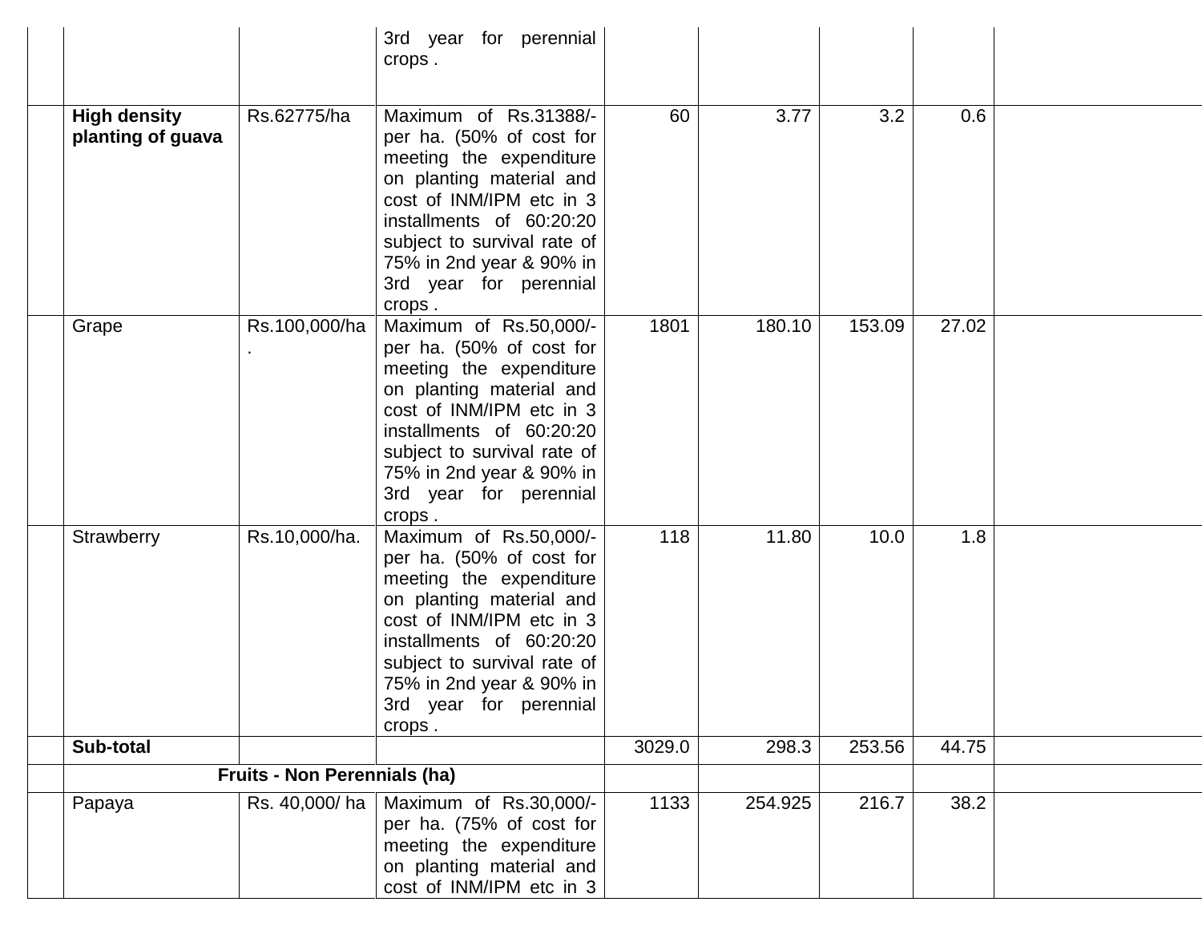| | | | | | | | | |
|---|---|---|---|---|---|---|---|---|
| | | | 3rd year for perennial crops . | | | | | |
| | **High density planting of guava** | Rs.62775/ha | Maximum of Rs.31388/- per ha. (50% of cost for meeting the expenditure on planting material and cost of INM/IPM etc in 3 installments of 60:20:20 subject to survival rate of 75% in 2nd year & 90% in 3rd year for perennial crops . | 60 | 3.77 | 3.2 | 0.6 | |
| | Grape | Rs.100,000/ha . | Maximum of Rs.50,000/- per ha. (50% of cost for meeting the expenditure on planting material and cost of INM/IPM etc in 3 installments of 60:20:20 subject to survival rate of 75% in 2nd year & 90% in 3rd year for perennial crops . | 1801 | 180.10 | 153.09 | 27.02 | |
| | Strawberry | Rs.10,000/ha. | Maximum of Rs.50,000/- per ha. (50% of cost for meeting the expenditure on planting material and cost of INM/IPM etc in 3 installments of 60:20:20 subject to survival rate of 75% in 2nd year & 90% in 3rd year for perennial crops . | 118 | 11.80 | 10.0 | 1.8 | |
| | **Sub-total** | | | 3029.0 | 298.3 | 253.56 | 44.75 | |
| | **Fruits - Non Perennials (ha)** | | | | | | | |
| | Papaya | Rs. 40,000/ ha | Maximum of Rs.30,000/- per ha. (75% of cost for meeting the expenditure on planting material and cost of INM/IPM etc in 3 | 1133 | 254.925 | 216.7 | 38.2 | |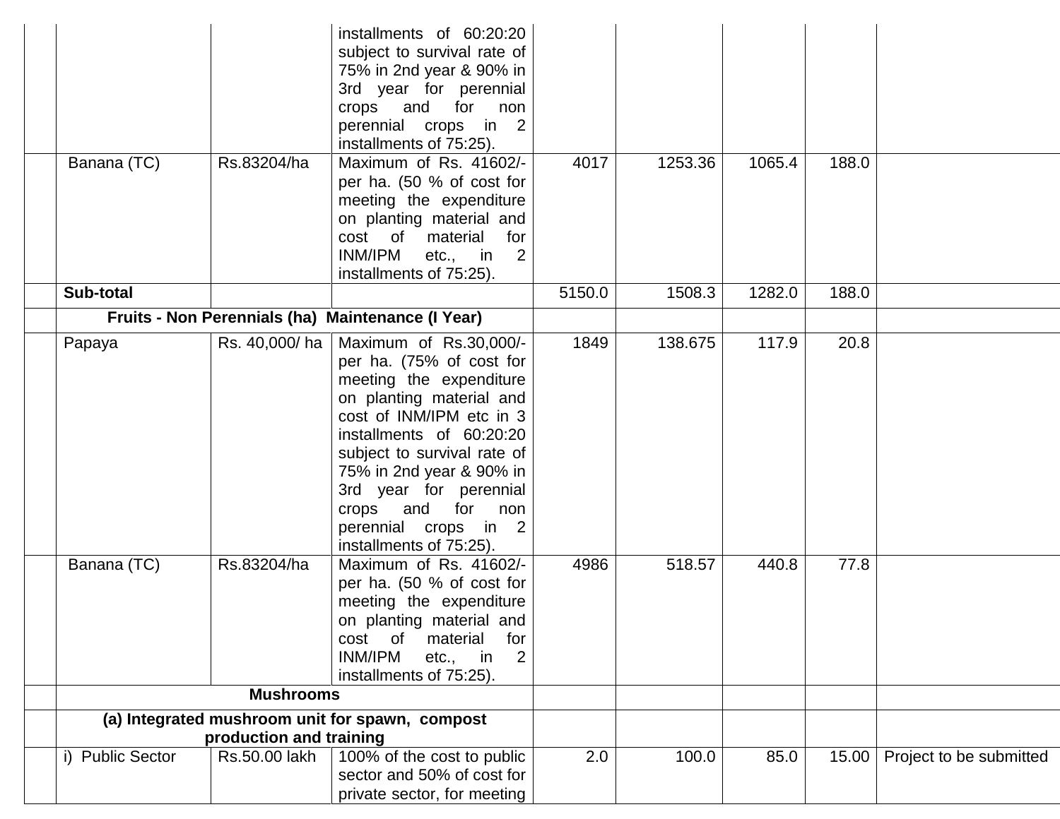| | | | | | | | | |
|---|---|---|---|---|---|---|---|---|
| | | | installments of 60:20:20 subject to survival rate of 75% in 2nd year & 90% in 3rd year for perennial crops and for non perennial crops in 2 installments of 75:25). | | | | | |
| | Banana (TC) | Rs.83204/ha | Maximum of Rs. 41602/- per ha. (50 % of cost for meeting the expenditure on planting material and cost of material for INM/IPM etc., in 2 installments of 75:25). | 4017 | 1253.36 | 1065.4 | 188.0 | |
| | **Sub-total** | | | 5150.0 | 1508.3 | 1282.0 | 188.0 | |
| | **Fruits - Non Perennials (ha) Maintenance (I Year)** | | | | | | | |
| | Papaya | Rs. 40,000/ ha | Maximum of Rs.30,000/- per ha. (75% of cost for meeting the expenditure on planting material and cost of INM/IPM etc in 3 installments of 60:20:20 subject to survival rate of 75% in 2nd year & 90% in 3rd year for perennial crops and for non perennial crops in 2 installments of 75:25). | 1849 | 138.675 | 117.9 | 20.8 | |
| | Banana (TC) | Rs.83204/ha | Maximum of Rs. 41602/- per ha. (50 % of cost for meeting the expenditure on planting material and cost of material for INM/IPM etc., in 2 installments of 75:25). | 4986 | 518.57 | 440.8 | 77.8 | |
| | **Mushrooms** | | | | | | | |
| | **(a) Integrated mushroom unit for spawn, compost production and training** | | | | | | | |
| | i) Public Sector | Rs.50.00 lakh | 100% of the cost to public sector and 50% of cost for private sector, for meeting | 2.0 | 100.0 | 85.0 | 15.00 | Project to be submitted |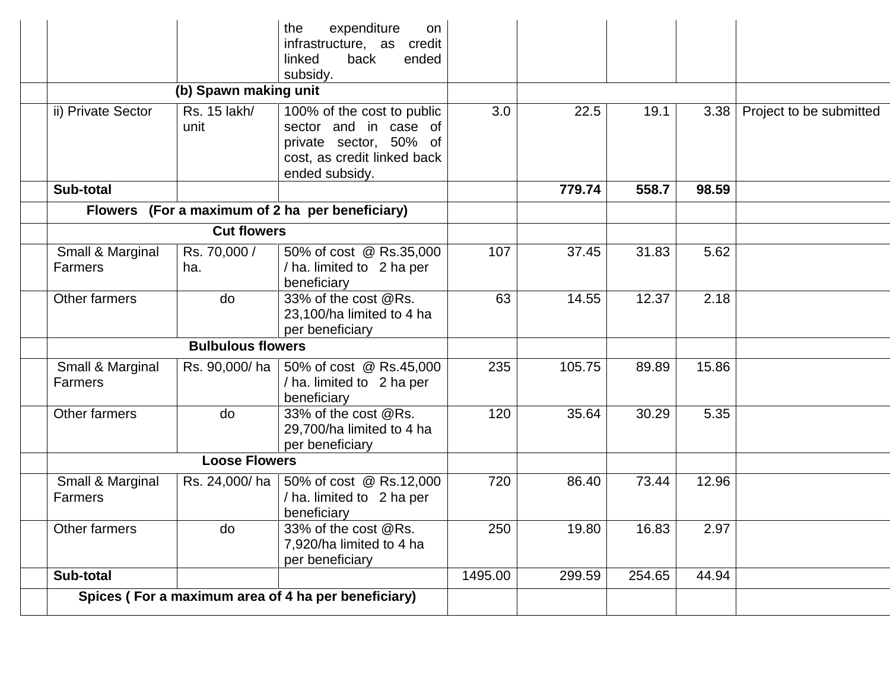|  |  |  |  |  |  |  |  |  |
|---|---|---|---|---|---|---|---|---|
|  |  |  | the expenditure on infrastructure, as credit linked back ended subsidy. |  |  |  |  |  |
|  | (b) Spawn making unit |  |  |  |  |  |  |  |
|  | ii) Private Sector | Rs. 15 lakh/ unit | 100% of the cost to public sector and in case of private sector, 50% of cost, as credit linked back ended subsidy. | 3.0 | 22.5 | 19.1 | 3.38 | Project to be submitted |
|  | **Sub-total** |  |  |  | **779.74** | **558.7** | **98.59** |  |
|  | **Flowers (For a maximum of 2 ha per beneficiary)** |  |  |  |  |  |  |  |
|  | **Cut flowers** |  |  |  |  |  |  |  |
|  | Small & Marginal Farmers | Rs. 70,000 / ha. | 50% of cost @ Rs.35,000 / ha. limited to 2 ha per beneficiary | 107 | 37.45 | 31.83 | 5.62 |  |
|  | Other farmers | do | 33% of the cost @Rs. 23,100/ha limited to 4 ha per beneficiary | 63 | 14.55 | 12.37 | 2.18 |  |
|  | **Bulbulous flowers** |  |  |  |  |  |  |  |
|  | Small & Marginal Farmers | Rs. 90,000/ ha | 50% of cost @ Rs.45,000 / ha. limited to 2 ha per beneficiary | 235 | 105.75 | 89.89 | 15.86 |  |
|  | Other farmers | do | 33% of the cost @Rs. 29,700/ha limited to 4 ha per beneficiary | 120 | 35.64 | 30.29 | 5.35 |  |
|  | **Loose Flowers** |  |  |  |  |  |  |  |
|  | Small & Marginal Farmers | Rs. 24,000/ ha | 50% of cost @ Rs.12,000 / ha. limited to 2 ha per beneficiary | 720 | 86.40 | 73.44 | 12.96 |  |
|  | Other farmers | do | 33% of the cost @Rs. 7,920/ha limited to 4 ha per beneficiary | 250 | 19.80 | 16.83 | 2.97 |  |
|  | **Sub-total** |  |  | 1495.00 | 299.59 | 254.65 | 44.94 |  |
|  | **Spices ( For a maximum area of 4 ha per beneficiary)** |  |  |  |  |  |  |  |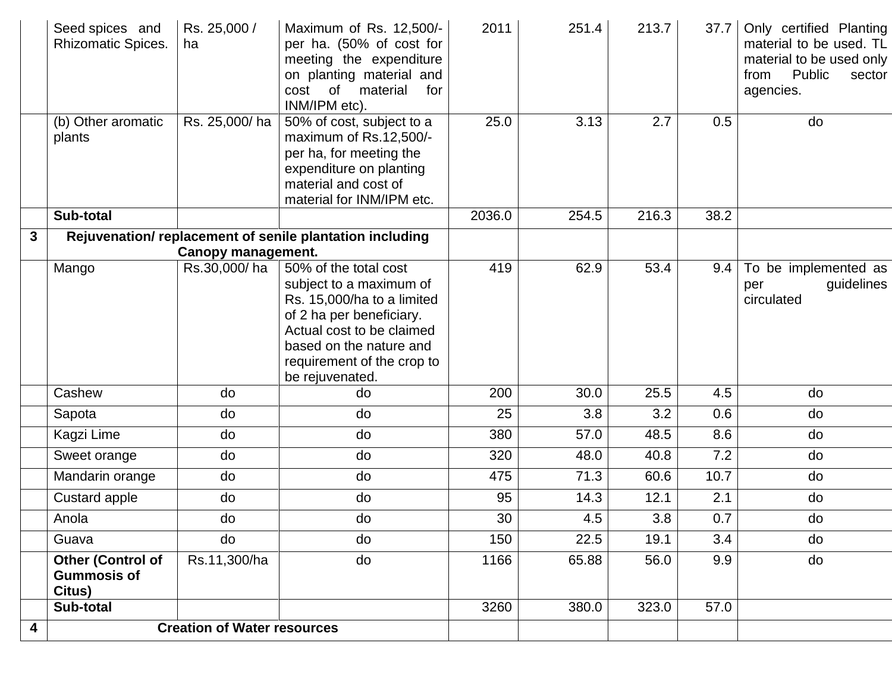| | | | | | | | | |
|---|---|---|---|---|---|---|---|---|
| | Seed spices and Rhizomatic Spices. | Rs. 25,000 / ha | Maximum of Rs. 12,500/- per ha. (50% of cost for meeting the expenditure on planting material and cost of material for INM/IPM etc). | 2011 | 251.4 | 213.7 | 37.7 | Only certified Planting material to be used. TL material to be used only from Public sector agencies. |
| | (b) Other aromatic plants | Rs. 25,000/ ha | 50% of cost, subject to a maximum of Rs.12,500/- per ha, for meeting the expenditure on planting material and cost of material for INM/IPM etc. | 25.0 | 3.13 | 2.7 | 0.5 | do |
| | **Sub-total** | | | 2036.0 | 254.5 | 216.3 | 38.2 | |
| **3** | **Rejuvenation/ replacement of senile plantation including Canopy management.** | | | | | | | |
| | Mango | Rs.30,000/ ha | 50% of the total cost subject to a maximum of Rs. 15,000/ha to a limited of 2 ha per beneficiary. Actual cost to be claimed based on the nature and requirement of the crop to be rejuvenated. | 419 | 62.9 | 53.4 | 9.4 | To be implemented as per guidelines circulated |
| | Cashew | do | do | 200 | 30.0 | 25.5 | 4.5 | do |
| | Sapota | do | do | 25 | 3.8 | 3.2 | 0.6 | do |
| | Kagzi Lime | do | do | 380 | 57.0 | 48.5 | 8.6 | do |
| | Sweet orange | do | do | 320 | 48.0 | 40.8 | 7.2 | do |
| | Mandarin orange | do | do | 475 | 71.3 | 60.6 | 10.7 | do |
| | Custard apple | do | do | 95 | 14.3 | 12.1 | 2.1 | do |
| | Anola | do | do | 30 | 4.5 | 3.8 | 0.7 | do |
| | Guava | do | do | 150 | 22.5 | 19.1 | 3.4 | do |
| | **Other (Control of Gummosis of Citus)** | Rs.11,300/ha | do | 1166 | 65.88 | 56.0 | 9.9 | do |
| | **Sub-total** | | | 3260 | 380.0 | 323.0 | 57.0 | |
| **4** | **Creation of Water resources** | | | | | | | |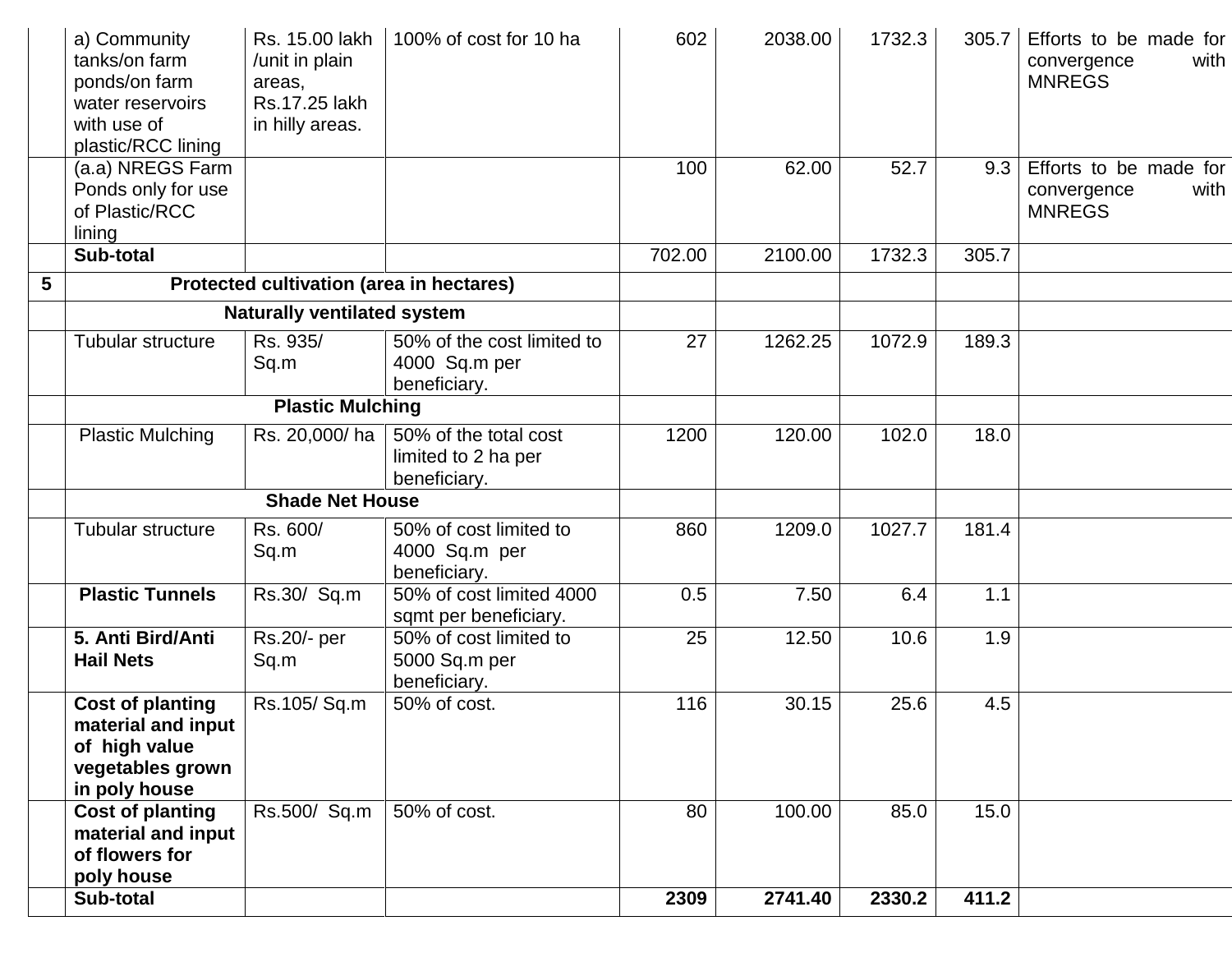| | | | | | | | | |
|---|---|---|---|---|---|---|---|---|
| | a) Community tanks/on farm ponds/on farm water reservoirs with use of plastic/RCC lining | Rs. 15.00 lakh /unit in plain areas, Rs.17.25 lakh in hilly areas. | 100% of cost for 10 ha | 602 | 2038.00 | 1732.3 | 305.7 | Efforts to be made for convergence with MNREGS |
| | (a.a) NREGS Farm Ponds only for use of Plastic/RCC lining | | | 100 | 62.00 | 52.7 | 9.3 | Efforts to be made for convergence with MNREGS |
| | **Sub-total** | | | 702.00 | 2100.00 | 1732.3 | 305.7 | |
| **5** | **Protected cultivation (area in hectares)** | | | | | | | |
| | **Naturally ventilated system** | | | | | | | |
| | Tubular structure | Rs. 935/ Sq.m | 50% of the cost limited to 4000 Sq.m per beneficiary. | 27 | 1262.25 | 1072.9 | 189.3 | |
| | **Plastic Mulching** | | | | | | | |
| | Plastic Mulching | Rs. 20,000/ ha | 50% of the total cost limited to 2 ha per beneficiary. | 1200 | 120.00 | 102.0 | 18.0 | |
| | **Shade Net House** | | | | | | | |
| | Tubular structure | Rs. 600/ Sq.m | 50% of cost limited to 4000 Sq.m per beneficiary. | 860 | 1209.0 | 1027.7 | 181.4 | |
| | **Plastic Tunnels** | Rs.30/ Sq.m | 50% of cost limited 4000 sqmt per beneficiary. | 0.5 | 7.50 | 6.4 | 1.1 | |
| | **5. Anti Bird/Anti Hail Nets** | Rs.20/- per Sq.m | 50% of cost limited to 5000 Sq.m per beneficiary. | 25 | 12.50 | 10.6 | 1.9 | |
| | **Cost of planting material and input of high value vegetables grown in poly house** | Rs.105/ Sq.m | 50% of cost. | 116 | 30.15 | 25.6 | 4.5 | |
| | **Cost of planting material and input of flowers for poly house** | Rs.500/ Sq.m | 50% of cost. | 80 | 100.00 | 85.0 | 15.0 | |
| | **Sub-total** | | | **2309** | **2741.40** | **2330.2** | **411.2** | |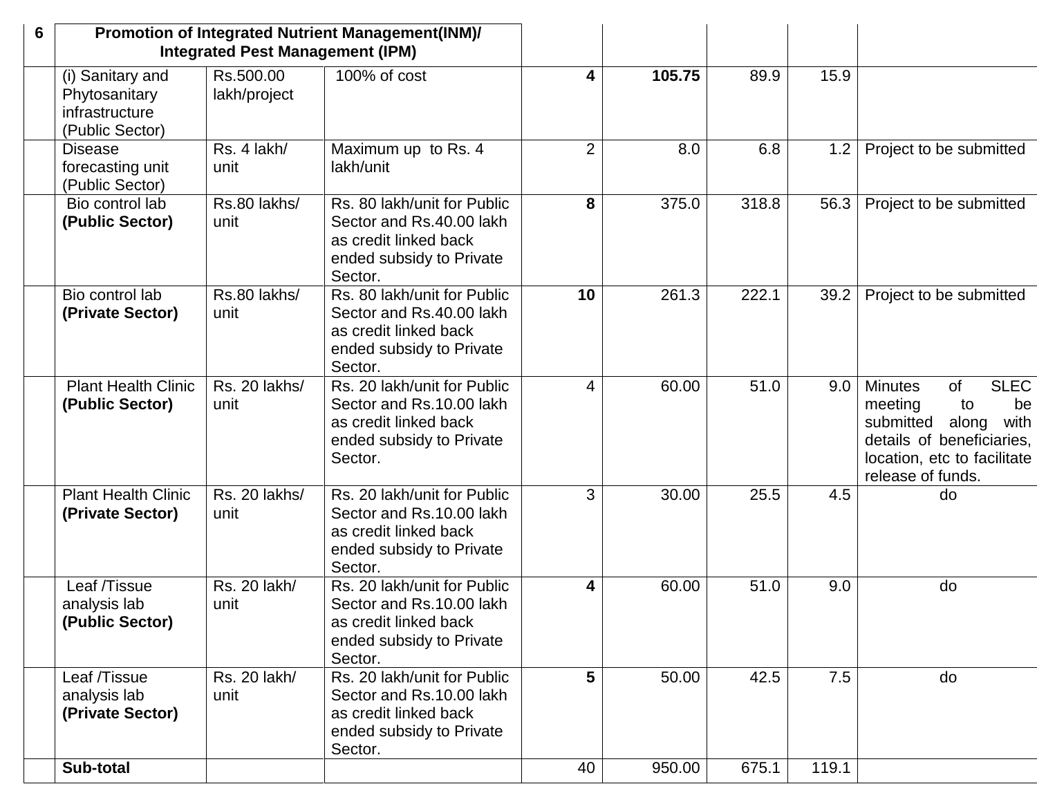| 6 | Promotion of Integrated Nutrient Management(INM)/ Integrated Pest Management (IPM) | | | | | | | |
|---|---|---|---|---|---|---|---|---|
| | (i) Sanitary and Phytosanitary infrastructure (Public Sector) | Rs.500.00 lakh/project | 100% of cost | **4** | **105.75** | 89.9 | 15.9 | |
| | Disease forecasting unit (Public Sector) | Rs. 4 lakh/ unit | Maximum up to Rs. 4 lakh/unit | 2 | 8.0 | 6.8 | 1.2 | Project to be submitted |
| | Bio control lab **(Public Sector)** | Rs.80 lakhs/ unit | Rs. 80 lakh/unit for Public Sector and Rs.40.00 lakh as credit linked back ended subsidy to Private Sector. | **8** | 375.0 | 318.8 | 56.3 | Project to be submitted |
| | Bio control lab **(Private Sector)** | Rs.80 lakhs/ unit | Rs. 80 lakh/unit for Public Sector and Rs.40.00 lakh as credit linked back ended subsidy to Private Sector. | **10** | 261.3 | 222.1 | 39.2 | Project to be submitted |
| | Plant Health Clinic **(Public Sector)** | Rs. 20 lakhs/ unit | Rs. 20 lakh/unit for Public Sector and Rs.10.00 lakh as credit linked back ended subsidy to Private Sector. | 4 | 60.00 | 51.0 | 9.0 | Minutes of SLEC meeting to be submitted along with details of beneficiaries, location, etc to facilitate release of funds. |
| | Plant Health Clinic **(Private Sector)** | Rs. 20 lakhs/ unit | Rs. 20 lakh/unit for Public Sector and Rs.10.00 lakh as credit linked back ended subsidy to Private Sector. | 3 | 30.00 | 25.5 | 4.5 | do |
| | Leaf /Tissue analysis lab **(Public Sector)** | Rs. 20 lakh/ unit | Rs. 20 lakh/unit for Public Sector and Rs.10.00 lakh as credit linked back ended subsidy to Private Sector. | **4** | 60.00 | 51.0 | 9.0 | do |
| | Leaf /Tissue analysis lab **(Private Sector)** | Rs. 20 lakh/ unit | Rs. 20 lakh/unit for Public Sector and Rs.10.00 lakh as credit linked back ended subsidy to Private Sector. | **5** | 50.00 | 42.5 | 7.5 | do |
| | **Sub-total** | | | 40 | 950.00 | 675.1 | 119.1 | |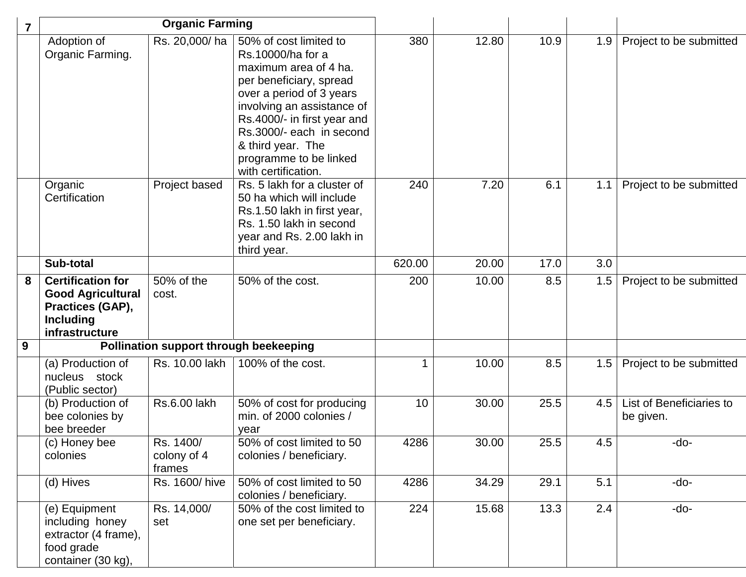| 7 | Organic Farming | | | | | | | |
|---|---|---|---|---|---|---|---|---|
| | Adoption of Organic Farming. | Rs. 20,000/ ha | 50% of cost limited to Rs.10000/ha for a maximum area of 4 ha. per beneficiary, spread over a period of 3 years involving an assistance of Rs.4000/- in first year and Rs.3000/- each in second & third year. The programme to be linked with certification. | 380 | 12.80 | 10.9 | 1.9 | Project to be submitted |
| | Organic Certification | Project based | Rs. 5 lakh for a cluster of 50 ha which will include Rs.1.50 lakh in first year, Rs. 1.50 lakh in second year and Rs. 2.00 lakh in third year. | 240 | 7.20 | 6.1 | 1.1 | Project to be submitted |
| | **Sub-total** | | | 620.00 | 20.00 | 17.0 | 3.0 | |
| **8** | **Certification for Good Agricultural Practices (GAP), Including infrastructure** | 50% of the cost. | 50% of the cost. | 200 | 10.00 | 8.5 | 1.5 | Project to be submitted |
| **9** | **Pollination support through beekeeping** | | | | | | | |
| | (a) Production of nucleus stock (Public sector) | Rs. 10.00 lakh | 100% of the cost. | 1 | 10.00 | 8.5 | 1.5 | Project to be submitted |
| | (b) Production of bee colonies by bee breeder | Rs.6.00 lakh | 50% of cost for producing min. of 2000 colonies / year | 10 | 30.00 | 25.5 | 4.5 | List of Beneficiaries to be given. |
| | (c) Honey bee colonies | Rs. 1400/ colony of 4 frames | 50% of cost limited to 50 colonies / beneficiary. | 4286 | 30.00 | 25.5 | 4.5 | -do- |
| | (d) Hives | Rs. 1600/ hive | 50% of cost limited to 50 colonies / beneficiary. | 4286 | 34.29 | 29.1 | 5.1 | -do- |
| | (e) Equipment including honey extractor (4 frame), food grade container (30 kg), | Rs. 14,000/ set | 50% of the cost limited to one set per beneficiary. | 224 | 15.68 | 13.3 | 2.4 | -do- |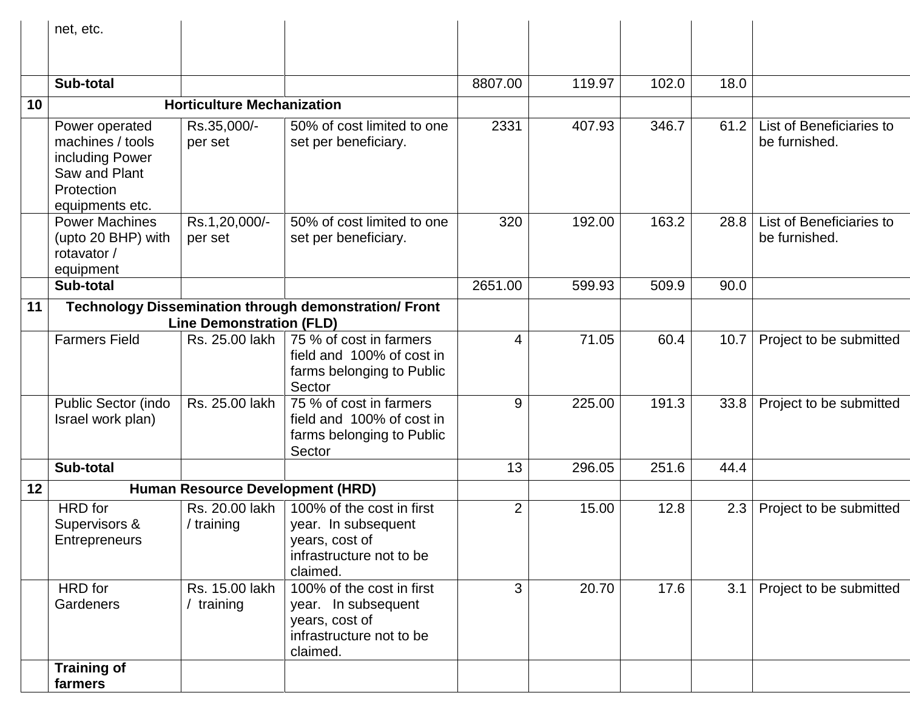| | | | | | | | | |
|---|---|---|---|---|---|---|---|---|
| | net, etc. | | | | | | | |
| | **Sub-total** | | | 8807.00 | 119.97 | 102.0 | 18.0 | |
| **10** | **Horticulture Mechanization** | | | | | | | |
| | Power operated machines / tools including Power Saw and Plant Protection equipments etc. | Rs.35,000/- per set | 50% of cost limited to one set per beneficiary. | 2331 | 407.93 | 346.7 | 61.2 | List of Beneficiaries to be furnished. |
| | Power Machines (upto 20 BHP) with rotavator / equipment | Rs.1,20,000/- per set | 50% of cost limited to one set per beneficiary. | 320 | 192.00 | 163.2 | 28.8 | List of Beneficiaries to be furnished. |
| | **Sub-total** | | | 2651.00 | 599.93 | 509.9 | 90.0 | |
| **11** | **Technology Dissemination through demonstration/ Front Line Demonstration (FLD)** | | | | | | | |
| | Farmers Field | Rs. 25.00 lakh | 75 % of cost in farmers field and 100% of cost in farms belonging to Public Sector | 4 | 71.05 | 60.4 | 10.7 | Project to be submitted |
| | Public Sector (indo Israel work plan) | Rs. 25.00 lakh | 75 % of cost in farmers field and 100% of cost in farms belonging to Public Sector | 9 | 225.00 | 191.3 | 33.8 | Project to be submitted |
| | **Sub-total** | | | 13 | 296.05 | 251.6 | 44.4 | |
| **12** | **Human Resource Development (HRD)** | | | | | | | |
| | HRD for Supervisors & Entrepreneurs | Rs. 20.00 lakh / training | 100% of the cost in first year. In subsequent years, cost of infrastructure not to be claimed. | 2 | 15.00 | 12.8 | 2.3 | Project to be submitted |
| | HRD for Gardeners | Rs. 15.00 lakh / training | 100% of the cost in first year. In subsequent years, cost of infrastructure not to be claimed. | 3 | 20.70 | 17.6 | 3.1 | Project to be submitted |
| | **Training of farmers** | | | | | | | |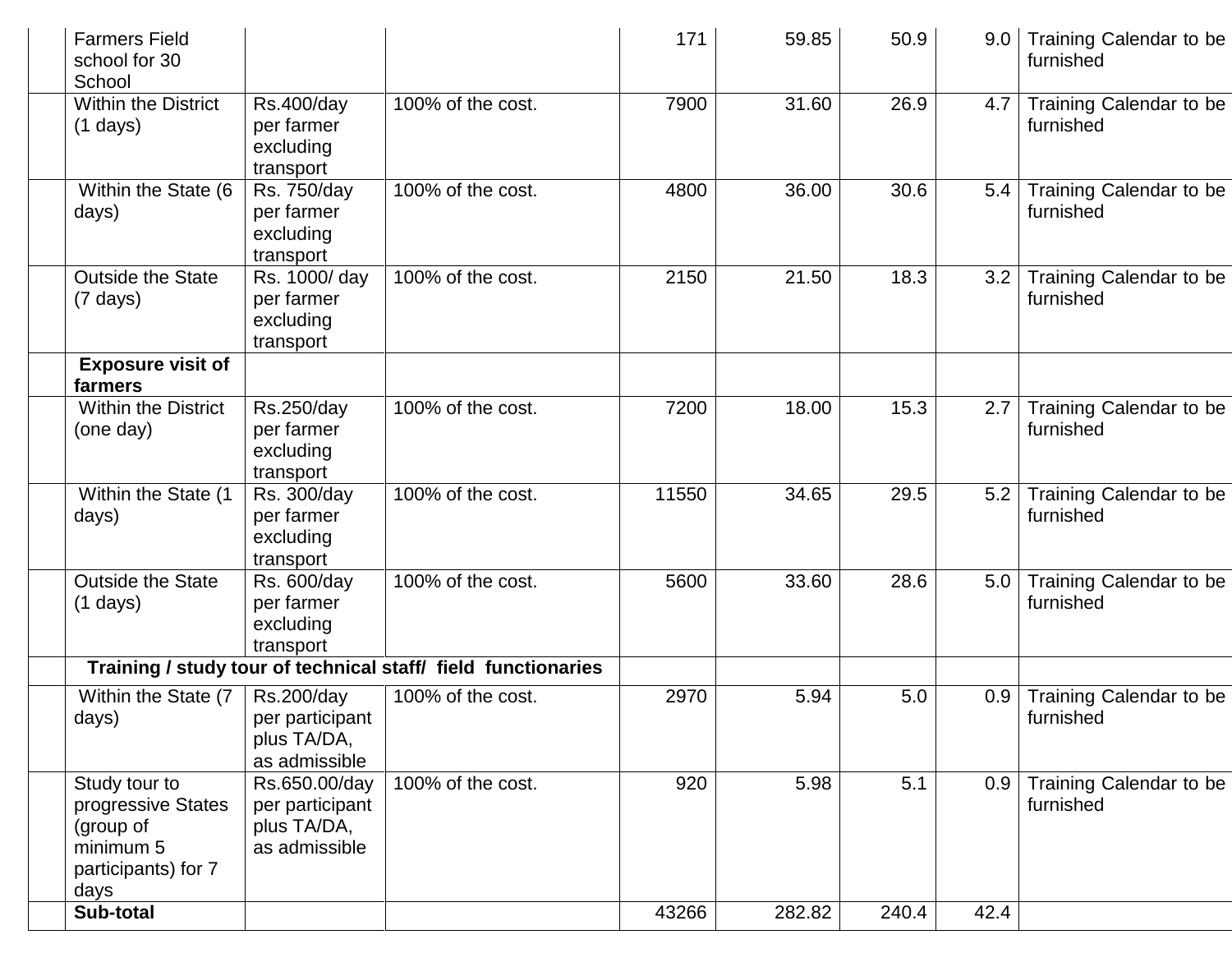| | | | | | | | | |
|---|---|---|---|---|---|---|---|---|
| | Farmers Field school for 30 School | | | 171 | 59.85 | 50.9 | 9.0 | Training Calendar to be furnished |
| | Within the District (1 days) | Rs.400/day per farmer excluding transport | 100% of the cost. | 7900 | 31.60 | 26.9 | 4.7 | Training Calendar to be furnished |
| | Within the State (6 days) | Rs. 750/day per farmer excluding transport | 100% of the cost. | 4800 | 36.00 | 30.6 | 5.4 | Training Calendar to be furnished |
| | Outside the State (7 days) | Rs. 1000/ day per farmer excluding transport | 100% of the cost. | 2150 | 21.50 | 18.3 | 3.2 | Training Calendar to be furnished |
| | **Exposure visit of farmers** | | | | | | | |
| | Within the District (one day) | Rs.250/day per farmer excluding transport | 100% of the cost. | 7200 | 18.00 | 15.3 | 2.7 | Training Calendar to be furnished |
| | Within the State (1 days) | Rs. 300/day per farmer excluding transport | 100% of the cost. | 11550 | 34.65 | 29.5 | 5.2 | Training Calendar to be furnished |
| | Outside the State (1 days) | Rs. 600/day per farmer excluding transport | 100% of the cost. | 5600 | 33.60 | 28.6 | 5.0 | Training Calendar to be furnished |
| | **Training / study tour of technical staff/ field functionaries** | | | | | | | |
| | Within the State (7 days) | Rs.200/day per participant plus TA/DA, as admissible | 100% of the cost. | 2970 | 5.94 | 5.0 | 0.9 | Training Calendar to be furnished |
| | Study tour to progressive States (group of minimum 5 participants) for 7 days | Rs.650.00/day per participant plus TA/DA, as admissible | 100% of the cost. | 920 | 5.98 | 5.1 | 0.9 | Training Calendar to be furnished |
| | **Sub-total** | | | 43266 | 282.82 | 240.4 | 42.4 | |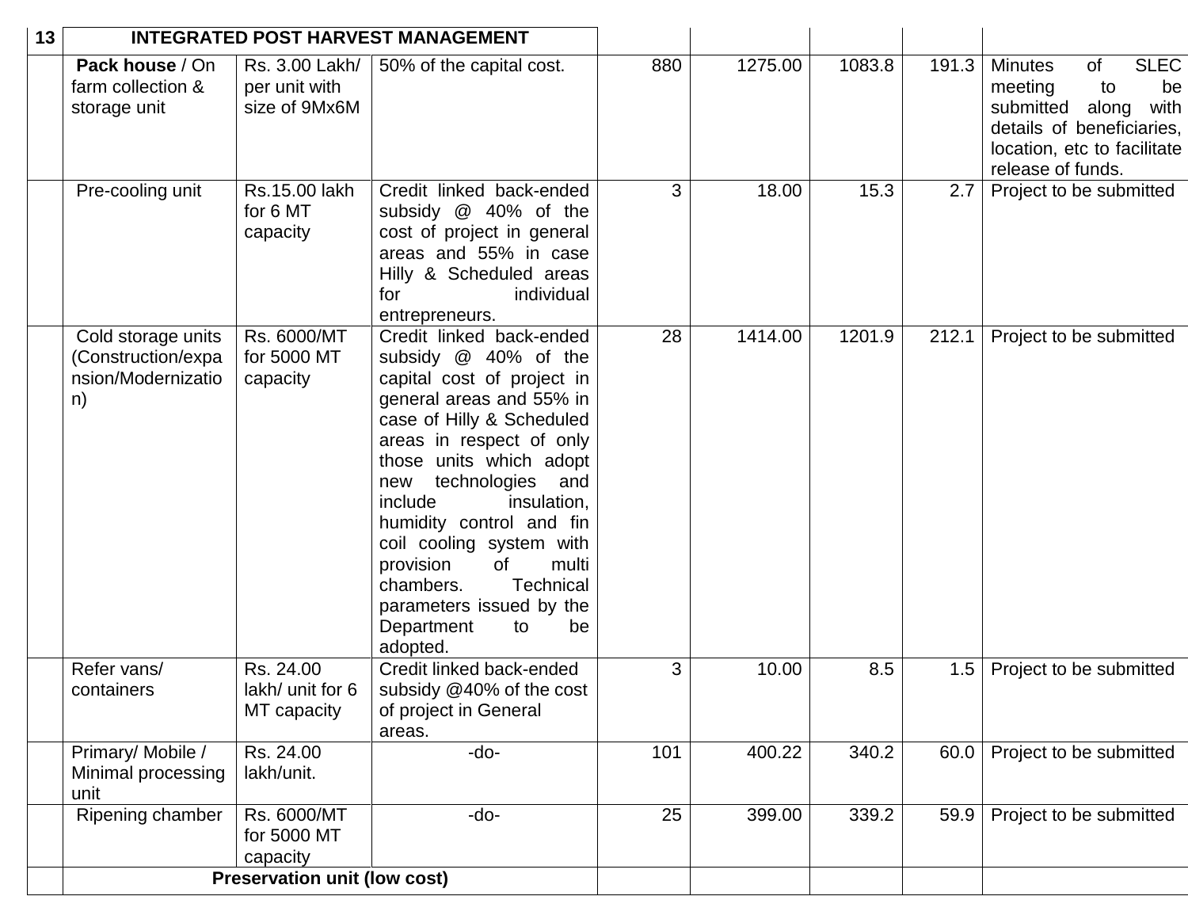| 13 | INTEGRATED POST HARVEST MANAGEMENT | | | | | | | |
|---|---|---|---|---|---|---|---|---|
| | **Pack house** / On farm collection & storage unit | Rs. 3.00 Lakh/ per unit with size of 9Mx6M | 50% of the capital cost. | 880 | 1275.00 | 1083.8 | 191.3 | Minutes of SLEC meeting to be submitted along with details of beneficiaries, location, etc to facilitate release of funds. |
| | Pre-cooling unit | Rs.15.00 lakh for 6 MT capacity | Credit linked back-ended subsidy @ 40% of the cost of project in general areas and 55% in case Hilly & Scheduled areas for individual entrepreneurs. | 3 | 18.00 | 15.3 | 2.7 | Project to be submitted |
| | Cold storage units (Construction/expansion/Modernization) | Rs. 6000/MT for 5000 MT capacity | Credit linked back-ended subsidy @ 40% of the capital cost of project in general areas and 55% in case of Hilly & Scheduled areas in respect of only those units which adopt new technologies and include insulation, humidity control and fin coil cooling system with provision of multi chambers. Technical parameters issued by the Department to be adopted. | 28 | 1414.00 | 1201.9 | 212.1 | Project to be submitted |
| | Refer vans/ containers | Rs. 24.00 lakh/ unit for 6 MT capacity | Credit linked back-ended subsidy @40% of the cost of project in General areas. | 3 | 10.00 | 8.5 | 1.5 | Project to be submitted |
| | Primary/ Mobile / Minimal processing unit | Rs. 24.00 lakh/unit. | -do- | 101 | 400.22 | 340.2 | 60.0 | Project to be submitted |
| | Ripening chamber | Rs. 6000/MT for 5000 MT capacity | -do- | 25 | 399.00 | 339.2 | 59.9 | Project to be submitted |
| | **Preservation unit (low cost)** | | | | | | | |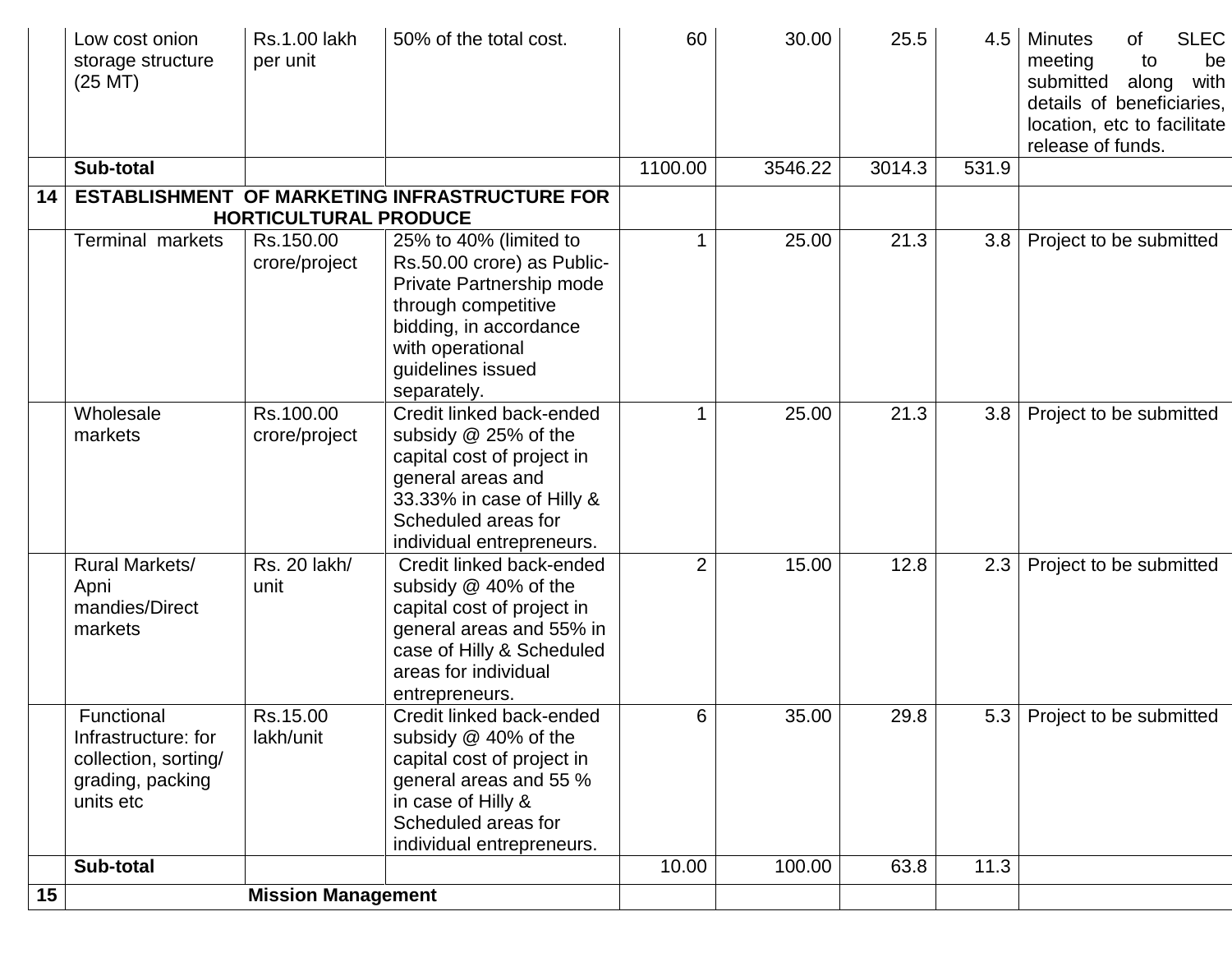|  | Low cost onion storage structure (25 MT) | Rs.1.00 lakh per unit | 50% of the total cost. | 60 | 30.00 | 25.5 | 4.5 | Minutes of SLEC meeting to be submitted along with details of beneficiaries, location, etc to facilitate release of funds. |
|---|---|---|---|---|---|---|---|---|
|  | **Sub-total** |  |  | 1100.00 | 3546.22 | 3014.3 | 531.9 |  |
| **14** | **ESTABLISHMENT OF MARKETING INFRASTRUCTURE FOR HORTICULTURAL PRODUCE** |  |  |  |  |  |  |  |
|  | Terminal markets | Rs.150.00 crore/project | 25% to 40% (limited to Rs.50.00 crore) as Public-Private Partnership mode through competitive bidding, in accordance with operational guidelines issued separately. | 1 | 25.00 | 21.3 | 3.8 | Project to be submitted |
|  | Wholesale markets | Rs.100.00 crore/project | Credit linked back-ended subsidy @ 25% of the capital cost of project in general areas and 33.33% in case of Hilly & Scheduled areas for individual entrepreneurs. | 1 | 25.00 | 21.3 | 3.8 | Project to be submitted |
|  | Rural Markets/ Apni mandies/Direct markets | Rs. 20 lakh/ unit | Credit linked back-ended subsidy @ 40% of the capital cost of project in general areas and 55% in case of Hilly & Scheduled areas for individual entrepreneurs. | 2 | 15.00 | 12.8 | 2.3 | Project to be submitted |
|  | Functional Infrastructure: for collection, sorting/ grading, packing units etc | Rs.15.00 lakh/unit | Credit linked back-ended subsidy @ 40% of the capital cost of project in general areas and 55 % in case of Hilly & Scheduled areas for individual entrepreneurs. | 6 | 35.00 | 29.8 | 5.3 | Project to be submitted |
|  | **Sub-total** |  |  | 10.00 | 100.00 | 63.8 | 11.3 |  |
| **15** | **Mission Management** |  |  |  |  |  |  |  |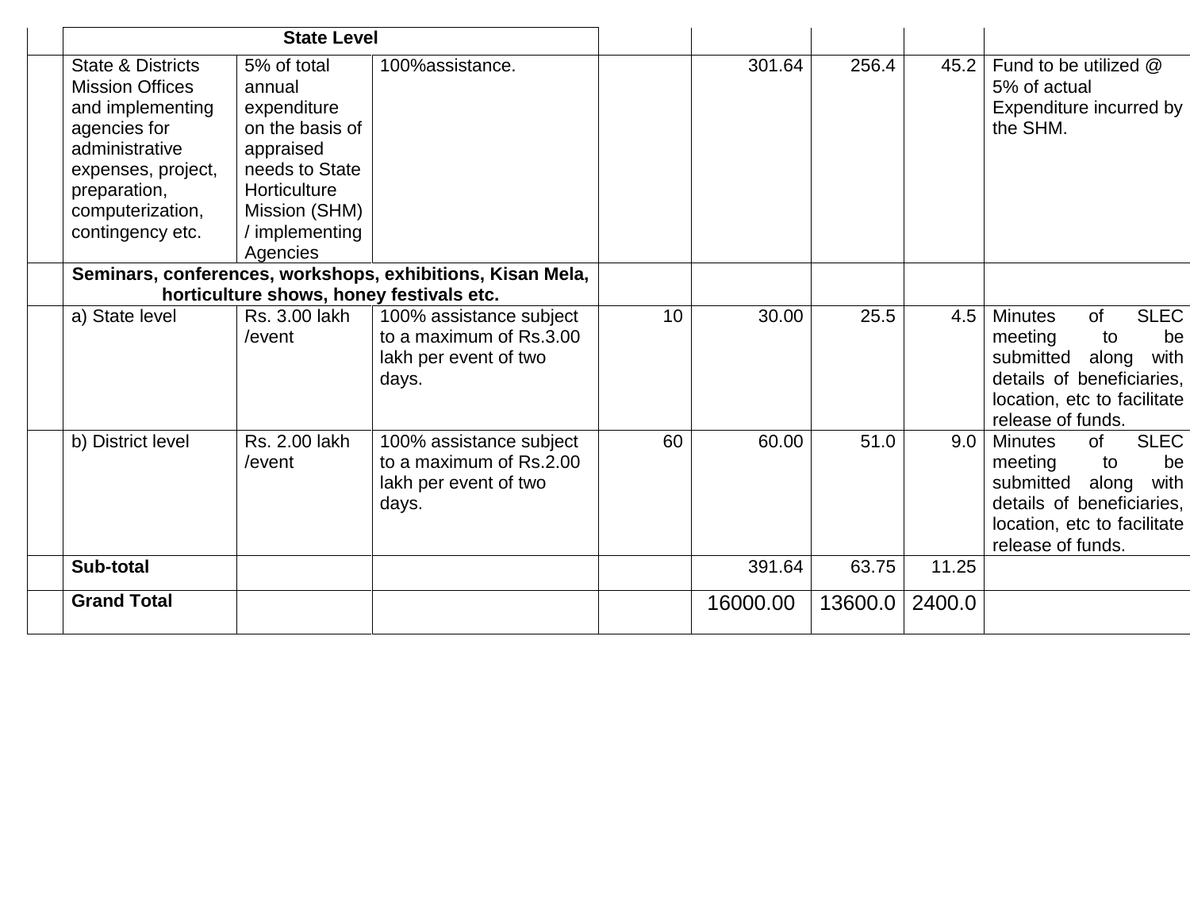| | | | | | | | | |
|---|---|---|---|---|---|---|---|---|
| | **State Level** | | | | | | | |
| | State & Districts Mission Offices and implementing agencies for administrative expenses, project, preparation, computerization, contingency etc. | 5% of total annual expenditure on the basis of appraised needs to State Horticulture Mission (SHM) / implementing Agencies | 100%assistance. | | 301.64 | 256.4 | 45.2 | Fund to be utilized @ 5% of actual Expenditure incurred by the SHM. |
| | **Seminars, conferences, workshops, exhibitions, Kisan Mela, horticulture shows, honey festivals etc.** | | | | | | | |
| | a) State level | Rs. 3.00 lakh /event | 100% assistance subject to a maximum of Rs.3.00 lakh per event of two days. | 10 | 30.00 | 25.5 | 4.5 | Minutes of SLEC meeting to be submitted along with details of beneficiaries, location, etc to facilitate release of funds. |
| | b) District level | Rs. 2.00 lakh /event | 100% assistance subject to a maximum of Rs.2.00 lakh per event of two days. | 60 | 60.00 | 51.0 | 9.0 | Minutes of SLEC meeting to be submitted along with details of beneficiaries, location, etc to facilitate release of funds. |
| | **Sub-total** | | | | 391.64 | 63.75 | 11.25 | |
| | **Grand Total** | | | | 16000.00 | 13600.0 | 2400.0 | |